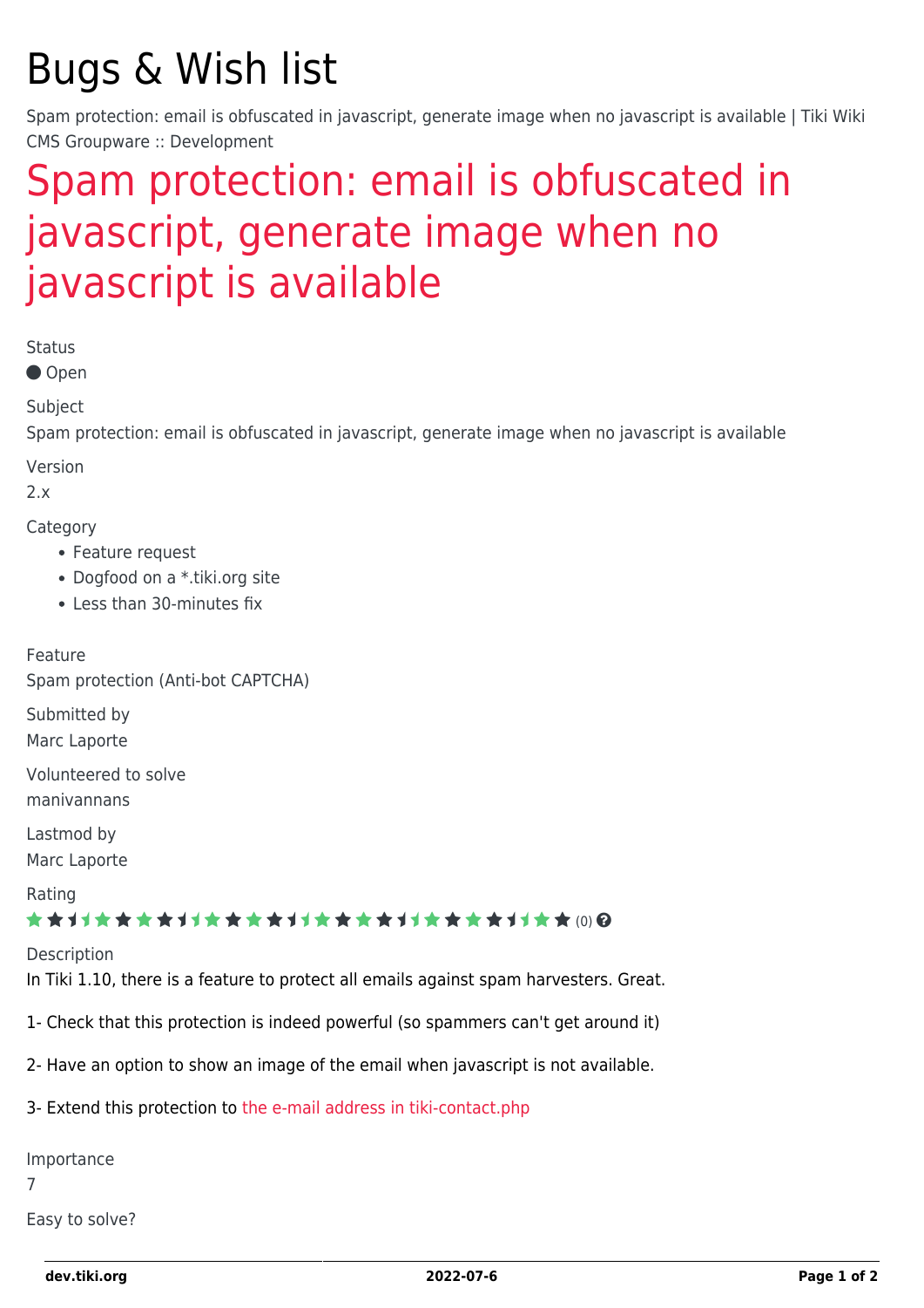# Bugs & Wish list

Spam protection: email is obfuscated in javascript, generate image when no javascript is available | Tiki Wiki CMS Groupware :: Development

## Spam protection: email is obfuscated in javascript, generate image when no javascript is available

Status

● Open

Subject

Spam protection: email is obfuscated in javascript, generate image when no javascript is available

Version

2.x

Category

- Feature request
- Dogfood on a *.tiki.org site
- Less than 30-minutes fix

Feature

Spam protection (Anti-bot CAPTCHA)

Submitted by

Marc Laporte

Volunteered to solve

manivannans

Lastmod by

Marc Laporte

Rating

(0)

Description

In Tiki 1.10, there is a feature to protect all emails against spam harvesters. Great.

1- Check that this protection is indeed powerful (so spammers can't get around it)

2- Have an option to show an image of the email when javascript is not available.

3- Extend this protection to the e-mail address in tiki-contact.php

Importance

7

Easy to solve?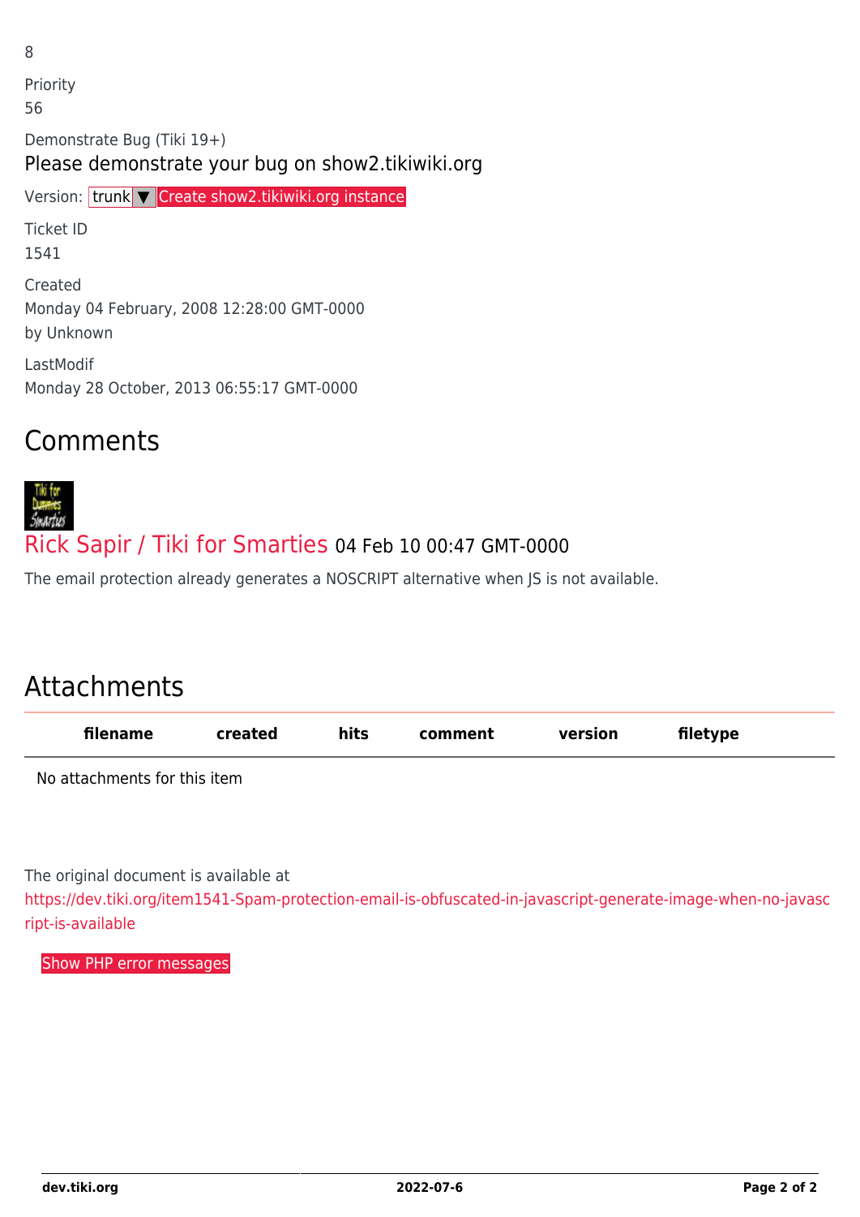8

Priority

56

Demonstrate Bug (Tiki 19+)

Please demonstrate your bug on show2.tikiwiki.org

Version: trunk ▼ Create show2.tikiwiki.org instance

Ticket ID

1541

Created

Monday 04 February, 2008 12:28:00 GMT-0000

by Unknown

LastModif

Monday 28 October, 2013 06:55:17 GMT-0000

## Comments

Rick Sapir / Tiki for Smarties 04 Feb 10 00:47 GMT-0000

The email protection already generates a NOSCRIPT alternative when JS is not available.

## Attachments

| filename | created | hits | comment | version | filetype |
|---|---|---|---|---|---|
| No attachments for this item | | | | | |

The original document is available at https://dev.tiki.org/item1541-Spam-protection-email-is-obfuscated-in-javascript-generate-image-when-no-javascript-is-available

Show PHP error messages